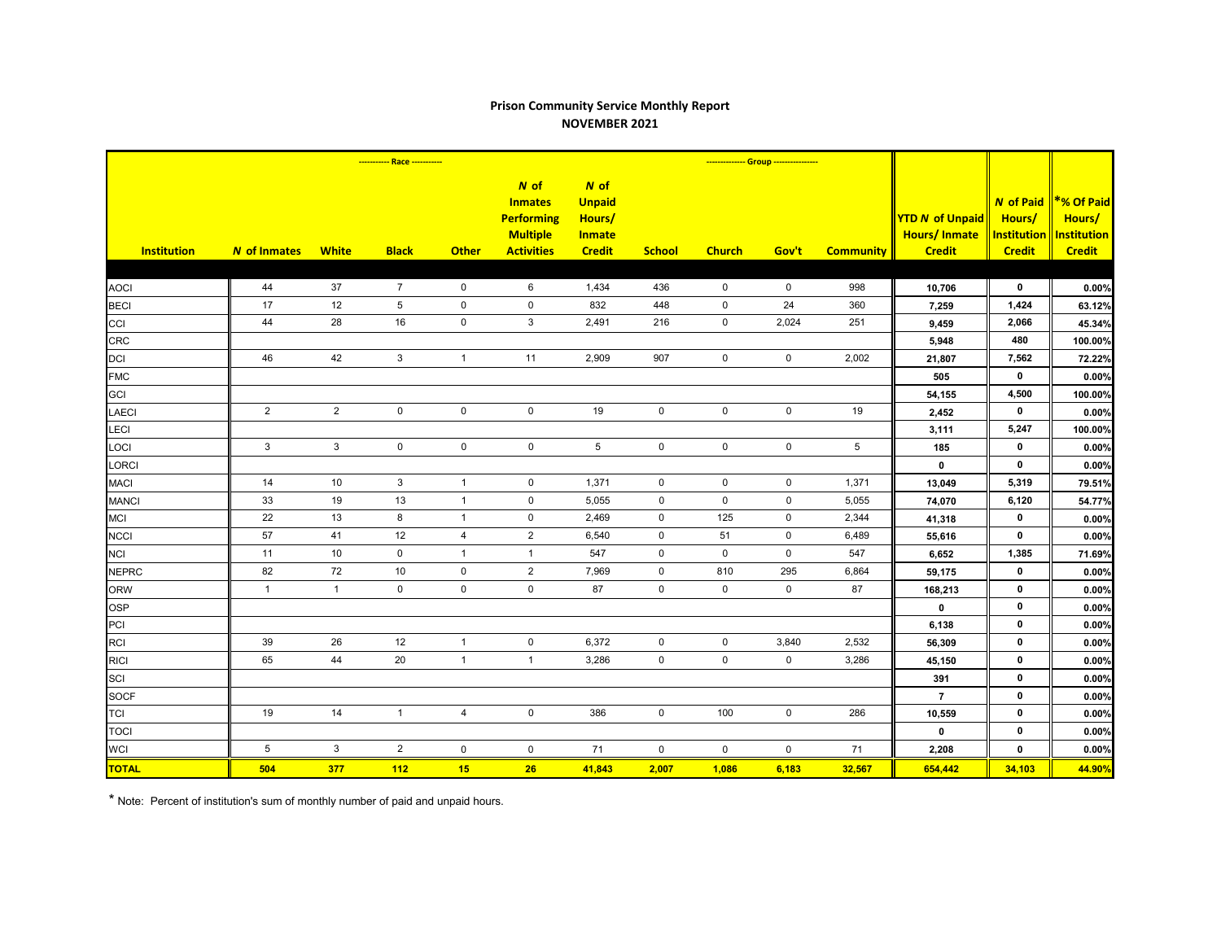**Prison Community Service Monthly Report**
**NOVEMBER 2021**

| | ----------- Race ----------- | | | | | | -------------- Group -------------- | | | | | | |
|---|---|---|---|---|---|---|---|---|---|---|---|---|---|
| Institution | N of Inmates | White | Black | Other | N of Inmates Performing Multiple Activities | N of Unpaid Hours/ Inmate Credit | School | Church | Gov't | Community | YTD N of Unpaid Hours/ Inmate Credit | N of Paid Hours/ Institution Credit | *% Of Paid Hours/ Institution Credit |
| AOCI | 44 | 37 | 7 | 0 | 6 | 1,434 | 436 | 0 | 0 | 998 | 10,706 | 0 | 0.00% |
| BECI | 17 | 12 | 5 | 0 | 0 | 832 | 448 | 0 | 24 | 360 | 7,259 | 1,424 | 63.12% |
| CCI | 44 | 28 | 16 | 0 | 3 | 2,491 | 216 | 0 | 2,024 | 251 | 9,459 | 2,066 | 45.34% |
| CRC | | | | | | | | | | | 5,948 | 480 | 100.00% |
| DCI | 46 | 42 | 3 | 1 | 11 | 2,909 | 907 | 0 | 0 | 2,002 | 21,807 | 7,562 | 72.22% |
| FMC | | | | | | | | | | | 505 | 0 | 0.00% |
| GCI | | | | | | | | | | | 54,155 | 4,500 | 100.00% |
| LAECI | 2 | 2 | 0 | 0 | 0 | 19 | 0 | 0 | 0 | 19 | 2,452 | 0 | 0.00% |
| LECI | | | | | | | | | | | 3,111 | 5,247 | 100.00% |
| LOCI | 3 | 3 | 0 | 0 | 0 | 5 | 0 | 0 | 0 | 5 | 185 | 0 | 0.00% |
| LORCI | | | | | | | | | | | 0 | 0 | 0.00% |
| MACI | 14 | 10 | 3 | 1 | 0 | 1,371 | 0 | 0 | 0 | 1,371 | 13,049 | 5,319 | 79.51% |
| MANCI | 33 | 19 | 13 | 1 | 0 | 5,055 | 0 | 0 | 0 | 5,055 | 74,070 | 6,120 | 54.77% |
| MCI | 22 | 13 | 8 | 1 | 0 | 2,469 | 0 | 125 | 0 | 2,344 | 41,318 | 0 | 0.00% |
| NCCI | 57 | 41 | 12 | 4 | 2 | 6,540 | 0 | 51 | 0 | 6,489 | 55,616 | 0 | 0.00% |
| NCI | 11 | 10 | 0 | 1 | 1 | 547 | 0 | 0 | 0 | 547 | 6,652 | 1,385 | 71.69% |
| NEPRC | 82 | 72 | 10 | 0 | 2 | 7,969 | 0 | 810 | 295 | 6,864 | 59,175 | 0 | 0.00% |
| ORW | 1 | 1 | 0 | 0 | 0 | 87 | 0 | 0 | 0 | 87 | 168,213 | 0 | 0.00% |
| OSP | | | | | | | | | | | 0 | 0 | 0.00% |
| PCI | | | | | | | | | | | 6,138 | 0 | 0.00% |
| RCI | 39 | 26 | 12 | 1 | 0 | 6,372 | 0 | 0 | 3,840 | 2,532 | 56,309 | 0 | 0.00% |
| RICI | 65 | 44 | 20 | 1 | 1 | 3,286 | 0 | 0 | 0 | 3,286 | 45,150 | 0 | 0.00% |
| SCI | | | | | | | | | | | 391 | 0 | 0.00% |
| SOCF | | | | | | | | | | | 7 | 0 | 0.00% |
| TCI | 19 | 14 | 1 | 4 | 0 | 386 | 0 | 100 | 0 | 286 | 10,559 | 0 | 0.00% |
| TOCI | | | | | | | | | | | 0 | 0 | 0.00% |
| WCI | 5 | 3 | 2 | 0 | 0 | 71 | 0 | 0 | 0 | 71 | 2,208 | 0 | 0.00% |
| **TOTAL** | **504** | **377** | **112** | **15** | **26** | **41,843** | **2,007** | **1,086** | **6,183** | **32,567** | **654,442** | **34,103** | **44.90%** |

* Note: Percent of institution's sum of monthly number of paid and unpaid hours.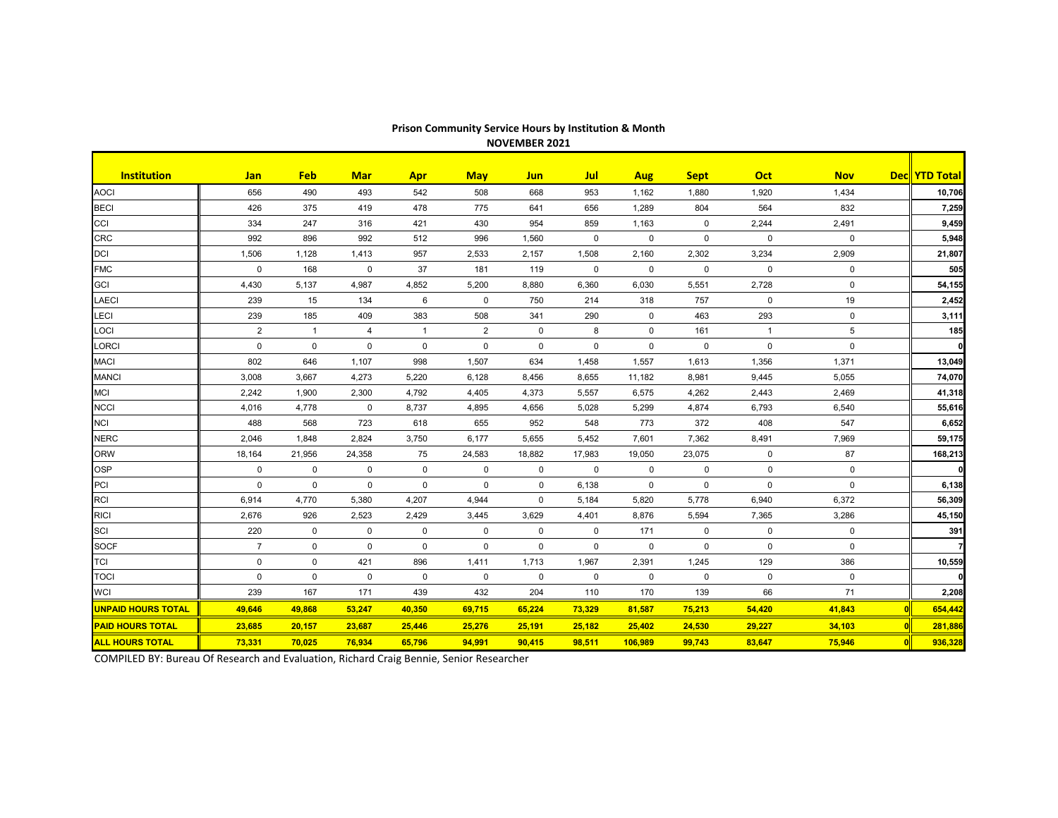**Prison Community Service Hours by Institution & Month**
**NOVEMBER 2021**

| Institution | Jan | Feb | Mar | Apr | May | Jun | Jul | Aug | Sept | Oct | Nov | Dec | YTD Total |
|---|---|---|---|---|---|---|---|---|---|---|---|---|---|
| AOCI | 656 | 490 | 493 | 542 | 508 | 668 | 953 | 1,162 | 1,880 | 1,920 | 1,434 | | **10,706** |
| BECI | 426 | 375 | 419 | 478 | 775 | 641 | 656 | 1,289 | 804 | 564 | 832 | | **7,259** |
| CCI | 334 | 247 | 316 | 421 | 430 | 954 | 859 | 1,163 | 0 | 2,244 | 2,491 | | **9,459** |
| CRC | 992 | 896 | 992 | 512 | 996 | 1,560 | 0 | 0 | 0 | 0 | 0 | | **5,948** |
| DCI | 1,506 | 1,128 | 1,413 | 957 | 2,533 | 2,157 | 1,508 | 2,160 | 2,302 | 3,234 | 2,909 | | **21,807** |
| FMC | 0 | 168 | 0 | 37 | 181 | 119 | 0 | 0 | 0 | 0 | 0 | | **505** |
| GCI | 4,430 | 5,137 | 4,987 | 4,852 | 5,200 | 8,880 | 6,360 | 6,030 | 5,551 | 2,728 | 0 | | **54,155** |
| LAECI | 239 | 15 | 134 | 6 | 0 | 750 | 214 | 318 | 757 | 0 | 19 | | **2,452** |
| LECI | 239 | 185 | 409 | 383 | 508 | 341 | 290 | 0 | 463 | 293 | 0 | | **3,111** |
| LOCI | 2 | 1 | 4 | 1 | 2 | 0 | 8 | 0 | 161 | 1 | 5 | | **185** |
| LORCI | 0 | 0 | 0 | 0 | 0 | 0 | 0 | 0 | 0 | 0 | 0 | | **0** |
| MACI | 802 | 646 | 1,107 | 998 | 1,507 | 634 | 1,458 | 1,557 | 1,613 | 1,356 | 1,371 | | **13,049** |
| MANCI | 3,008 | 3,667 | 4,273 | 5,220 | 6,128 | 8,456 | 8,655 | 11,182 | 8,981 | 9,445 | 5,055 | | **74,070** |
| MCI | 2,242 | 1,900 | 2,300 | 4,792 | 4,405 | 4,373 | 5,557 | 6,575 | 4,262 | 2,443 | 2,469 | | **41,318** |
| NCCI | 4,016 | 4,778 | 0 | 8,737 | 4,895 | 4,656 | 5,028 | 5,299 | 4,874 | 6,793 | 6,540 | | **55,616** |
| NCI | 488 | 568 | 723 | 618 | 655 | 952 | 548 | 773 | 372 | 408 | 547 | | **6,652** |
| NERC | 2,046 | 1,848 | 2,824 | 3,750 | 6,177 | 5,655 | 5,452 | 7,601 | 7,362 | 8,491 | 7,969 | | **59,175** |
| ORW | 18,164 | 21,956 | 24,358 | 75 | 24,583 | 18,882 | 17,983 | 19,050 | 23,075 | 0 | 87 | | **168,213** |
| OSP | 0 | 0 | 0 | 0 | 0 | 0 | 0 | 0 | 0 | 0 | 0 | | **0** |
| PCI | 0 | 0 | 0 | 0 | 0 | 0 | 6,138 | 0 | 0 | 0 | 0 | | **6,138** |
| RCI | 6,914 | 4,770 | 5,380 | 4,207 | 4,944 | 0 | 5,184 | 5,820 | 5,778 | 6,940 | 6,372 | | **56,309** |
| RICI | 2,676 | 926 | 2,523 | 2,429 | 3,445 | 3,629 | 4,401 | 8,876 | 5,594 | 7,365 | 3,286 | | **45,150** |
| SCI | 220 | 0 | 0 | 0 | 0 | 0 | 0 | 171 | 0 | 0 | 0 | | **391** |
| SOCF | 7 | 0 | 0 | 0 | 0 | 0 | 0 | 0 | 0 | 0 | 0 | | **7** |
| TCI | 0 | 0 | 421 | 896 | 1,411 | 1,713 | 1,967 | 2,391 | 1,245 | 129 | 386 | | **10,559** |
| TOCI | 0 | 0 | 0 | 0 | 0 | 0 | 0 | 0 | 0 | 0 | 0 | | **0** |
| WCI | 239 | 167 | 171 | 439 | 432 | 204 | 110 | 170 | 139 | 66 | 71 | | **2,208** |
| **UNPAID HOURS TOTAL** | **49,646** | **49,868** | **53,247** | **40,350** | **69,715** | **65,224** | **73,329** | **81,587** | **75,213** | **54,420** | **41,843** | **0** | **654,442** |
| **PAID HOURS TOTAL** | **23,685** | **20,157** | **23,687** | **25,446** | **25,276** | **25,191** | **25,182** | **25,402** | **24,530** | **29,227** | **34,103** | **0** | **281,886** |
| **ALL HOURS TOTAL** | **73,331** | **70,025** | **76,934** | **65,796** | **94,991** | **90,415** | **98,511** | **106,989** | **99,743** | **83,647** | **75,946** | **0** | **936,328** |

COMPILED BY: Bureau Of Research and Evaluation, Richard Craig Bennie, Senior Researcher